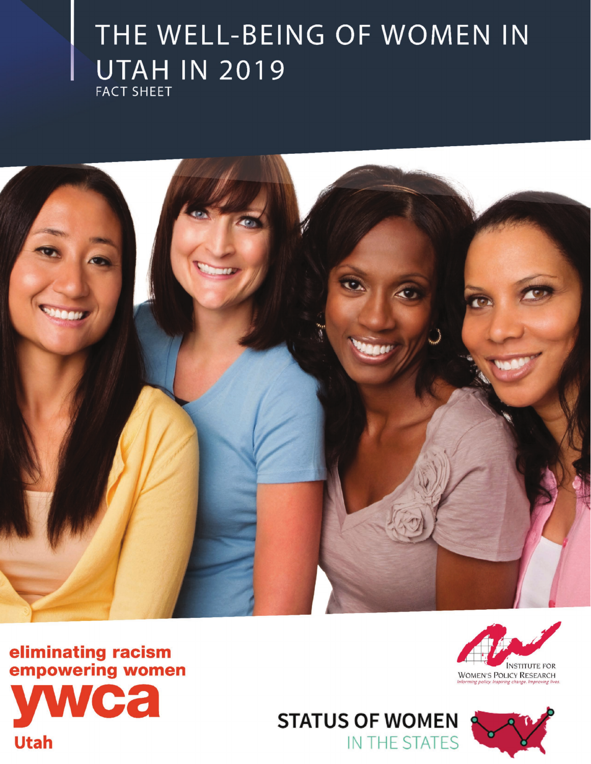# THE WELL-BEING OF WOMEN IN UTAH IN 2019

FACT SHEET

eliminating racism
empowering women

ywca

Utah

INSTITUTE FOR
WOMEN'S POLICY RESEARCH
*Informing policy. Inspiring change. Improving lives.*

STATUS OF WOMEN
IN THE STATES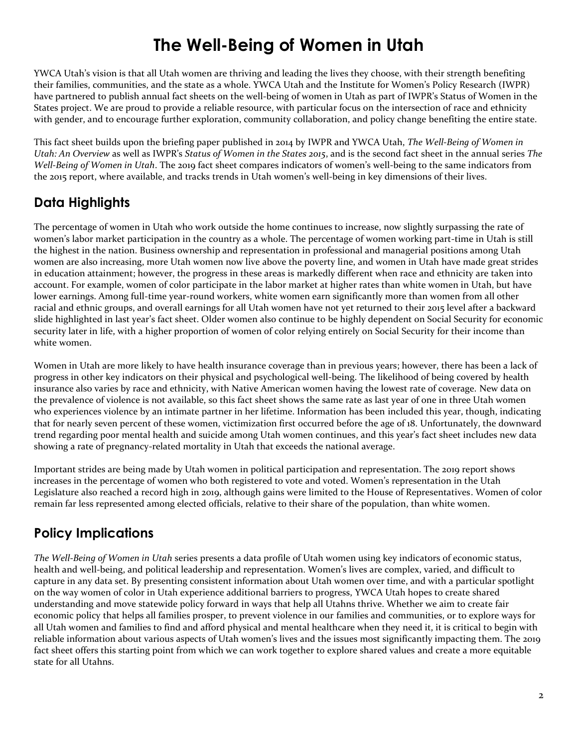# The Well-Being of Women in Utah

YWCA Utah's vision is that all Utah women are thriving and leading the lives they choose, with their strength benefiting their families, communities, and the state as a whole. YWCA Utah and the Institute for Women's Policy Research (IWPR) have partnered to publish annual fact sheets on the well-being of women in Utah as part of IWPR's Status of Women in the States project. We are proud to provide a reliable resource, with particular focus on the intersection of race and ethnicity with gender, and to encourage further exploration, community collaboration, and policy change benefiting the entire state.

This fact sheet builds upon the briefing paper published in 2014 by IWPR and YWCA Utah, *The Well-Being of Women in Utah: An Overview* as well as IWPR's *Status of Women in the States 2015*, and is the second fact sheet in the annual series *The Well-Being of Women in Utah*. The 2019 fact sheet compares indicators of women's well-being to the same indicators from the 2015 report, where available, and tracks trends in Utah women's well-being in key dimensions of their lives.

## Data Highlights

The percentage of women in Utah who work outside the home continues to increase, now slightly surpassing the rate of women's labor market participation in the country as a whole. The percentage of women working part-time in Utah is still the highest in the nation. Business ownership and representation in professional and managerial positions among Utah women are also increasing, more Utah women now live above the poverty line, and women in Utah have made great strides in education attainment; however, the progress in these areas is markedly different when race and ethnicity are taken into account. For example, women of color participate in the labor market at higher rates than white women in Utah, but have lower earnings. Among full-time year-round workers, white women earn significantly more than women from all other racial and ethnic groups, and overall earnings for all Utah women have not yet returned to their 2015 level after a backward slide highlighted in last year's fact sheet. Older women also continue to be highly dependent on Social Security for economic security later in life, with a higher proportion of women of color relying entirely on Social Security for their income than white women.

Women in Utah are more likely to have health insurance coverage than in previous years; however, there has been a lack of progress in other key indicators on their physical and psychological well-being. The likelihood of being covered by health insurance also varies by race and ethnicity, with Native American women having the lowest rate of coverage. New data on the prevalence of violence is not available, so this fact sheet shows the same rate as last year of one in three Utah women who experiences violence by an intimate partner in her lifetime. Information has been included this year, though, indicating that for nearly seven percent of these women, victimization first occurred before the age of 18. Unfortunately, the downward trend regarding poor mental health and suicide among Utah women continues, and this year's fact sheet includes new data showing a rate of pregnancy-related mortality in Utah that exceeds the national average.

Important strides are being made by Utah women in political participation and representation. The 2019 report shows increases in the percentage of women who both registered to vote and voted. Women's representation in the Utah Legislature also reached a record high in 2019, although gains were limited to the House of Representatives. Women of color remain far less represented among elected officials, relative to their share of the population, than white women.

## Policy Implications

*The Well-Being of Women in Utah* series presents a data profile of Utah women using key indicators of economic status, health and well-being, and political leadership and representation. Women's lives are complex, varied, and difficult to capture in any data set. By presenting consistent information about Utah women over time, and with a particular spotlight on the way women of color in Utah experience additional barriers to progress, YWCA Utah hopes to create shared understanding and move statewide policy forward in ways that help all Utahns thrive. Whether we aim to create fair economic policy that helps all families prosper, to prevent violence in our families and communities, or to explore ways for all Utah women and families to find and afford physical and mental healthcare when they need it, it is critical to begin with reliable information about various aspects of Utah women's lives and the issues most significantly impacting them. The 2019 fact sheet offers this starting point from which we can work together to explore shared values and create a more equitable state for all Utahns.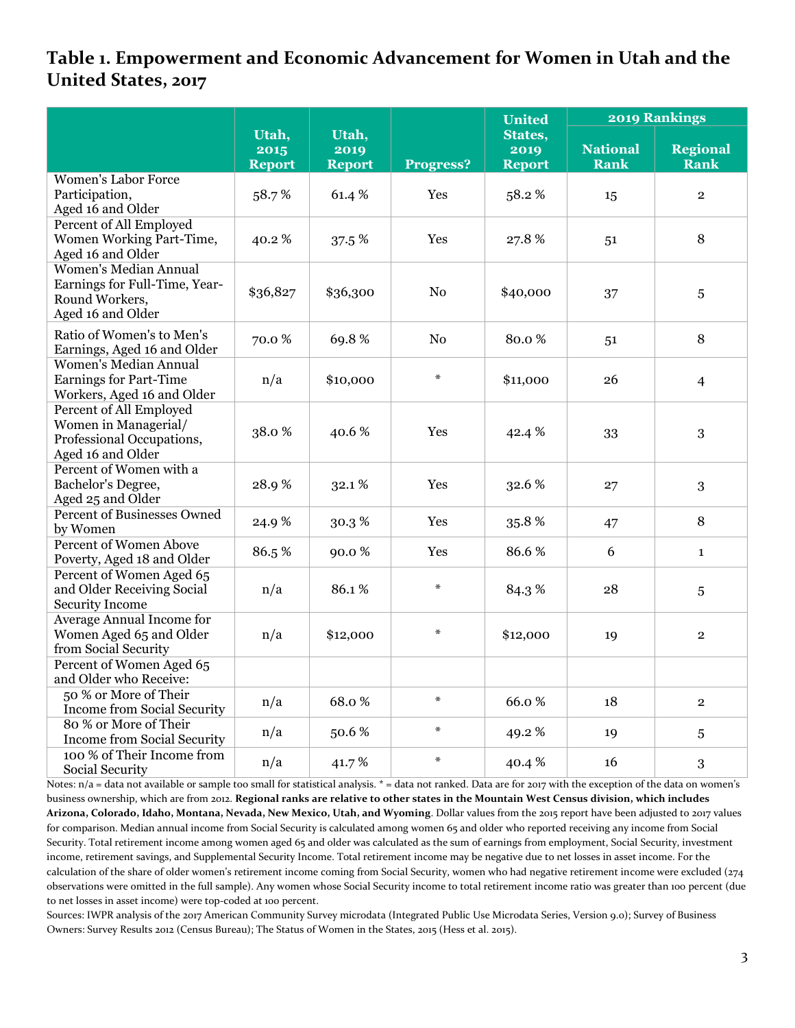## Table 1. Empowerment and Economic Advancement for Women in Utah and the United States, 2017

| | Utah, 2015 Report | Utah, 2019 Report | Progress? | United States, 2019 Report | 2019 Rankings | |
|---|---|---|---|---|---|---|
| | | | | | National Rank | Regional Rank |
| Women's Labor Force Participation, Aged 16 and Older | 58.7 % | 61.4 % | Yes | 58.2 % | 15 | 2 |
| Percent of All Employed Women Working Part-Time, Aged 16 and Older | 40.2 % | 37.5 % | Yes | 27.8 % | 51 | 8 |
| Women's Median Annual Earnings for Full-Time, Year-Round Workers, Aged 16 and Older | $36,827 | $36,300 | No | $40,000 | 37 | 5 |
| Ratio of Women's to Men's Earnings, Aged 16 and Older | 70.0 % | 69.8 % | No | 80.0 % | 51 | 8 |
| Women's Median Annual Earnings for Part-Time Workers, Aged 16 and Older | n/a | $10,000 | * | $11,000 | 26 | 4 |
| Percent of All Employed Women in Managerial/ Professional Occupations, Aged 16 and Older | 38.0 % | 40.6 % | Yes | 42.4 % | 33 | 3 |
| Percent of Women with a Bachelor's Degree, Aged 25 and Older | 28.9 % | 32.1 % | Yes | 32.6 % | 27 | 3 |
| Percent of Businesses Owned by Women | 24.9 % | 30.3 % | Yes | 35.8 % | 47 | 8 |
| Percent of Women Above Poverty, Aged 18 and Older | 86.5 % | 90.0 % | Yes | 86.6 % | 6 | 1 |
| Percent of Women Aged 65 and Older Receiving Social Security Income | n/a | 86.1 % | * | 84.3 % | 28 | 5 |
| Average Annual Income for Women Aged 65 and Older from Social Security | n/a | $12,000 | * | $12,000 | 19 | 2 |
| Percent of Women Aged 65 and Older who Receive: | | | | | | |
| 50 % or More of Their Income from Social Security | n/a | 68.0 % | * | 66.0 % | 18 | 2 |
| 80 % or More of Their Income from Social Security | n/a | 50.6 % | * | 49.2 % | 19 | 5 |
| 100 % of Their Income from Social Security | n/a | 41.7 % | * | 40.4 % | 16 | 3 |

Notes: n/a = data not available or sample too small for statistical analysis. * = data not ranked. Data are for 2017 with the exception of the data on women's business ownership, which are from 2012. **Regional ranks are relative to other states in the Mountain West Census division, which includes Arizona, Colorado, Idaho, Montana, Nevada, New Mexico, Utah, and Wyoming**. Dollar values from the 2015 report have been adjusted to 2017 values for comparison. Median annual income from Social Security is calculated among women 65 and older who reported receiving any income from Social Security. Total retirement income among women aged 65 and older was calculated as the sum of earnings from employment, Social Security, investment income, retirement savings, and Supplemental Security Income. Total retirement income may be negative due to net losses in asset income. For the calculation of the share of older women's retirement income coming from Social Security, women who had negative retirement income were excluded (274 observations were omitted in the full sample). Any women whose Social Security income to total retirement income ratio was greater than 100 percent (due to net losses in asset income) were top-coded at 100 percent.

Sources: IWPR analysis of the 2017 American Community Survey microdata (Integrated Public Use Microdata Series, Version 9.0); Survey of Business Owners: Survey Results 2012 (Census Bureau); The Status of Women in the States, 2015 (Hess et al. 2015).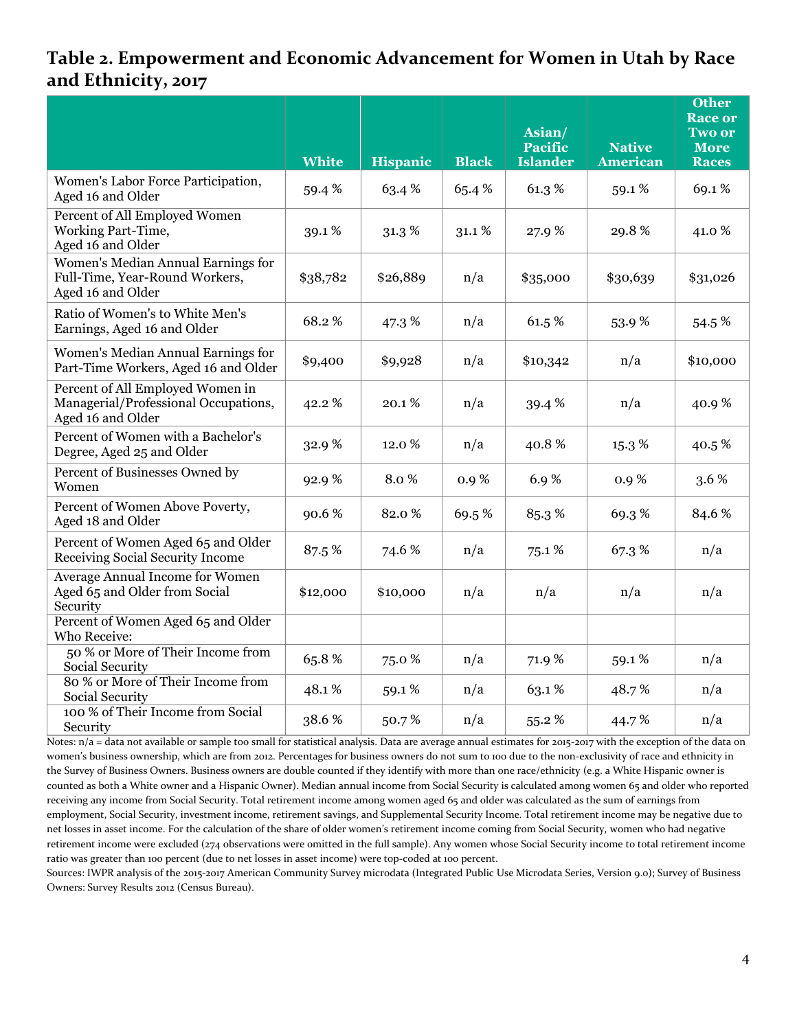## Table 2. Empowerment and Economic Advancement for Women in Utah by Race and Ethnicity, 2017

| | White | Hispanic | Black | Asian/ Pacific Islander | Native American | Other Race or Two or More Races |
|---|---|---|---|---|---|---|
| Women's Labor Force Participation, Aged 16 and Older | 59.4 % | 63.4 % | 65.4 % | 61.3 % | 59.1 % | 69.1 % |
| Percent of All Employed Women Working Part-Time, Aged 16 and Older | 39.1 % | 31.3 % | 31.1 % | 27.9 % | 29.8 % | 41.0 % |
| Women's Median Annual Earnings for Full-Time, Year-Round Workers, Aged 16 and Older | $38,782 | $26,889 | n/a | $35,000 | $30,639 | $31,026 |
| Ratio of Women's to White Men's Earnings, Aged 16 and Older | 68.2 % | 47.3 % | n/a | 61.5 % | 53.9 % | 54.5 % |
| Women's Median Annual Earnings for Part-Time Workers, Aged 16 and Older | $9,400 | $9,928 | n/a | $10,342 | n/a | $10,000 |
| Percent of All Employed Women in Managerial/Professional Occupations, Aged 16 and Older | 42.2 % | 20.1 % | n/a | 39.4 % | n/a | 40.9 % |
| Percent of Women with a Bachelor's Degree, Aged 25 and Older | 32.9 % | 12.0 % | n/a | 40.8 % | 15.3 % | 40.5 % |
| Percent of Businesses Owned by Women | 92.9 % | 8.0 % | 0.9 % | 6.9 % | 0.9 % | 3.6 % |
| Percent of Women Above Poverty, Aged 18 and Older | 90.6 % | 82.0 % | 69.5 % | 85.3 % | 69.3 % | 84.6 % |
| Percent of Women Aged 65 and Older Receiving Social Security Income | 87.5 % | 74.6 % | n/a | 75.1 % | 67.3 % | n/a |
| Average Annual Income for Women Aged 65 and Older from Social Security | $12,000 | $10,000 | n/a | n/a | n/a | n/a |
| Percent of Women Aged 65 and Older Who Receive: | | | | | | |
| 50 % or More of Their Income from Social Security | 65.8 % | 75.0 % | n/a | 71.9 % | 59.1 % | n/a |
| 80 % or More of Their Income from Social Security | 48.1 % | 59.1 % | n/a | 63.1 % | 48.7 % | n/a |
| 100 % of Their Income from Social Security | 38.6 % | 50.7 % | n/a | 55.2 % | 44.7 % | n/a |

Notes: n/a = data not available or sample too small for statistical analysis. Data are average annual estimates for 2015-2017 with the exception of the data on women's business ownership, which are from 2012. Percentages for business owners do not sum to 100 due to the non-exclusivity of race and ethnicity in the Survey of Business Owners. Business owners are double counted if they identify with more than one race/ethnicity (e.g. a White Hispanic owner is counted as both a White owner and a Hispanic Owner). Median annual income from Social Security is calculated among women 65 and older who reported receiving any income from Social Security. Total retirement income among women aged 65 and older was calculated as the sum of earnings from employment, Social Security, investment income, retirement savings, and Supplemental Security Income. Total retirement income may be negative due to net losses in asset income. For the calculation of the share of older women's retirement income coming from Social Security, women who had negative retirement income were excluded (274 observations were omitted in the full sample). Any women whose Social Security income to total retirement income ratio was greater than 100 percent (due to net losses in asset income) were top-coded at 100 percent.

Sources: IWPR analysis of the 2015-2017 American Community Survey microdata (Integrated Public Use Microdata Series, Version 9.0); Survey of Business Owners: Survey Results 2012 (Census Bureau).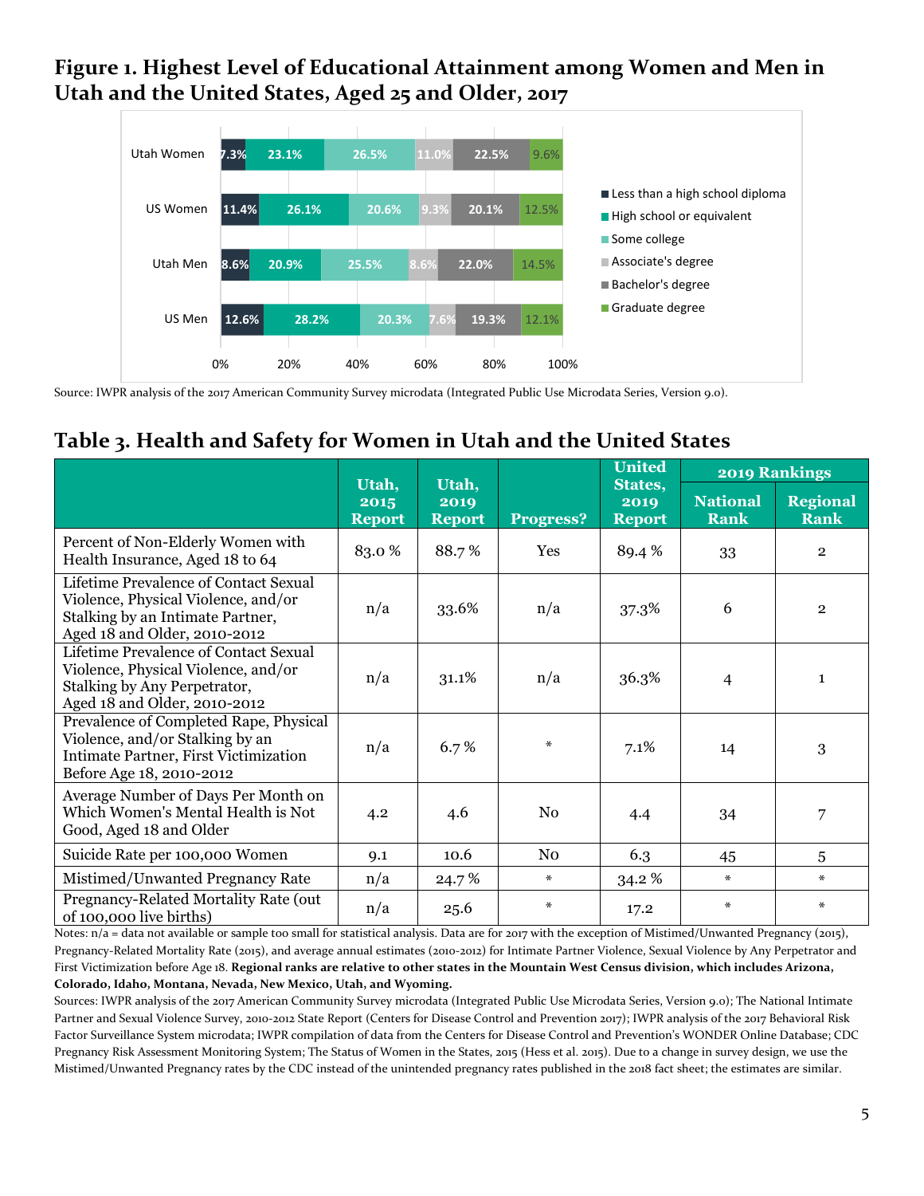## Figure 1. Highest Level of Educational Attainment among Women and Men in Utah and the United States, Aged 25 and Older, 2017

| | Less than a high school diploma | High school or equivalent | Some college | Associate's degree | Bachelor's degree | Graduate degree |
|---|---|---|---|---|---|---|
| Utah Women | 7.3% | 23.1% | 26.5% | 11.0% | 22.5% | 9.6% |
| US Women | 11.4% | 26.1% | 20.6% | 9.3% | 20.1% | 12.5% |
| Utah Men | 8.6% | 20.9% | 25.5% | 8.6% | 22.0% | 14.5% |
| US Men | 12.6% | 28.2% | 20.3% | 7.6% | 19.3% | 12.1% |

Source: IWPR analysis of the 2017 American Community Survey microdata (Integrated Public Use Microdata Series, Version 9.0).

## Table 3. Health and Safety for Women in Utah and the United States

| | Utah, 2015 Report | Utah, 2019 Report | Progress? | United States, 2019 Report | 2019 Rankings | |
|---|---|---|---|---|---|---|
| | | | | | National Rank | Regional Rank |
| Percent of Non-Elderly Women with Health Insurance, Aged 18 to 64 | 83.0 % | 88.7 % | Yes | 89.4 % | 33 | 2 |
| Lifetime Prevalence of Contact Sexual Violence, Physical Violence, and/or Stalking by an Intimate Partner, Aged 18 and Older, 2010-2012 | n/a | 33.6% | n/a | 37.3% | 6 | 2 |
| Lifetime Prevalence of Contact Sexual Violence, Physical Violence, and/or Stalking by Any Perpetrator, Aged 18 and Older, 2010-2012 | n/a | 31.1% | n/a | 36.3% | 4 | 1 |
| Prevalence of Completed Rape, Physical Violence, and/or Stalking by an Intimate Partner, First Victimization Before Age 18, 2010-2012 | n/a | 6.7 % | * | 7.1% | 14 | 3 |
| Average Number of Days Per Month on Which Women's Mental Health is Not Good, Aged 18 and Older | 4.2 | 4.6 | No | 4.4 | 34 | 7 |
| Suicide Rate per 100,000 Women | 9.1 | 10.6 | No | 6.3 | 45 | 5 |
| Mistimed/Unwanted Pregnancy Rate | n/a | 24.7 % | * | 34.2 % | * | * |
| Pregnancy-Related Mortality Rate (out of 100,000 live births) | n/a | 25.6 | * | 17.2 | * | * |

Notes: n/a = data not available or sample too small for statistical analysis. Data are for 2017 with the exception of Mistimed/Unwanted Pregnancy (2015), Pregnancy-Related Mortality Rate (2015), and average annual estimates (2010-2012) for Intimate Partner Violence, Sexual Violence by Any Perpetrator and First Victimization before Age 18. **Regional ranks are relative to other states in the Mountain West Census division, which includes Arizona, Colorado, Idaho, Montana, Nevada, New Mexico, Utah, and Wyoming.**

Sources: IWPR analysis of the 2017 American Community Survey microdata (Integrated Public Use Microdata Series, Version 9.0); The National Intimate Partner and Sexual Violence Survey, 2010-2012 State Report (Centers for Disease Control and Prevention 2017); IWPR analysis of the 2017 Behavioral Risk Factor Surveillance System microdata; IWPR compilation of data from the Centers for Disease Control and Prevention's WONDER Online Database; CDC Pregnancy Risk Assessment Monitoring System; The Status of Women in the States, 2015 (Hess et al. 2015). Due to a change in survey design, we use the Mistimed/Unwanted Pregnancy rates by the CDC instead of the unintended pregnancy rates published in the 2018 fact sheet; the estimates are similar.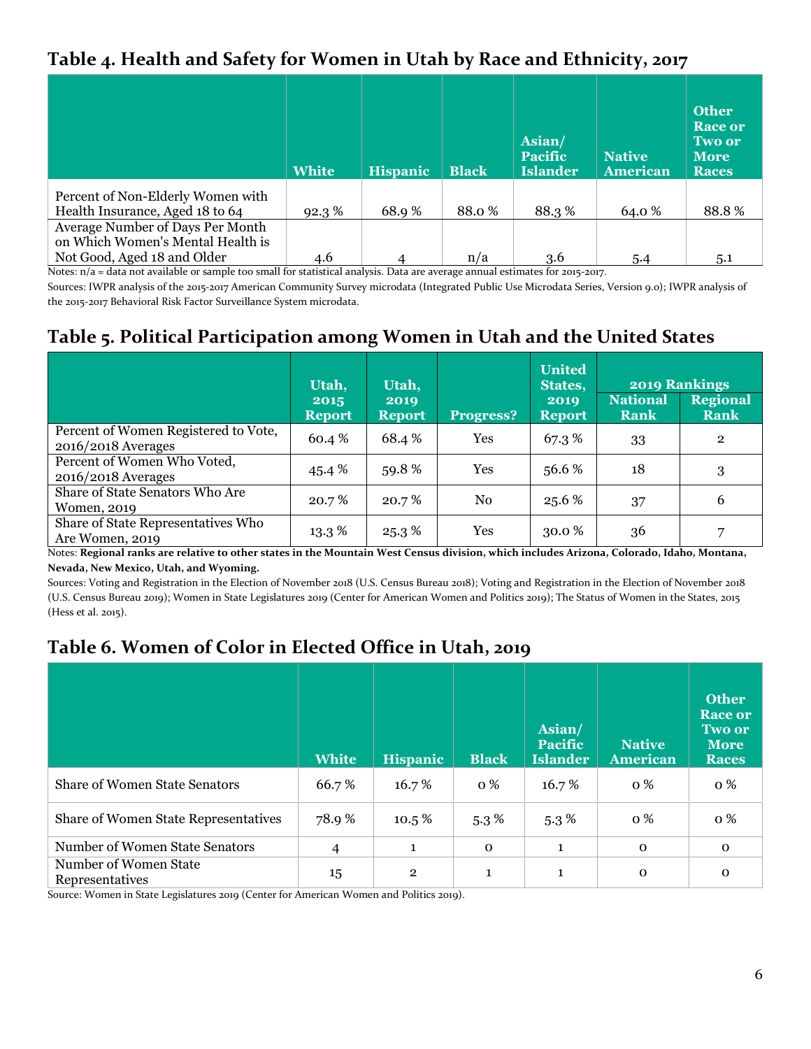## Table 4. Health and Safety for Women in Utah by Race and Ethnicity, 2017

| | White | Hispanic | Black | Asian/ Pacific Islander | Native American | Other Race or Two or More Races |
|---|---|---|---|---|---|---|
| Percent of Non-Elderly Women with Health Insurance, Aged 18 to 64 | 92.3 % | 68.9 % | 88.0 % | 88.3 % | 64.0 % | 88.8 % |
| Average Number of Days Per Month on Which Women's Mental Health is Not Good, Aged 18 and Older | 4.6 | 4 | n/a | 3.6 | 5.4 | 5.1 |

Notes: n/a = data not available or sample too small for statistical analysis. Data are average annual estimates for 2015-2017.

Sources: IWPR analysis of the 2015-2017 American Community Survey microdata (Integrated Public Use Microdata Series, Version 9.0); IWPR analysis of the 2015-2017 Behavioral Risk Factor Surveillance System microdata.

## Table 5. Political Participation among Women in Utah and the United States

| | Utah, 2015 Report | Utah, 2019 Report | Progress? | United States, 2019 Report | 2019 Rankings | |
|---|---|---|---|---|---|---|
| | | | | | National Rank | Regional Rank |
| Percent of Women Registered to Vote, 2016/2018 Averages | 60.4 % | 68.4 % | Yes | 67.3 % | 33 | 2 |
| Percent of Women Who Voted, 2016/2018 Averages | 45.4 % | 59.8 % | Yes | 56.6 % | 18 | 3 |
| Share of State Senators Who Are Women, 2019 | 20.7 % | 20.7 % | No | 25.6 % | 37 | 6 |
| Share of State Representatives Who Are Women, 2019 | 13.3 % | 25.3 % | Yes | 30.0 % | 36 | 7 |

Notes: **Regional ranks are relative to other states in the Mountain West Census division, which includes Arizona, Colorado, Idaho, Montana, Nevada, New Mexico, Utah, and Wyoming.**

Sources: Voting and Registration in the Election of November 2018 (U.S. Census Bureau 2018); Voting and Registration in the Election of November 2018 (U.S. Census Bureau 2019); Women in State Legislatures 2019 (Center for American Women and Politics 2019); The Status of Women in the States, 2015 (Hess et al. 2015).

## Table 6. Women of Color in Elected Office in Utah, 2019

| | White | Hispanic | Black | Asian/ Pacific Islander | Native American | Other Race or Two or More Races |
|---|---|---|---|---|---|---|
| Share of Women State Senators | 66.7 % | 16.7 % | 0 % | 16.7 % | 0 % | 0 % |
| Share of Women State Representatives | 78.9 % | 10.5 % | 5.3 % | 5.3 % | 0 % | 0 % |
| Number of Women State Senators | 4 | 1 | 0 | 1 | 0 | 0 |
| Number of Women State Representatives | 15 | 2 | 1 | 1 | 0 | 0 |

Source: Women in State Legislatures 2019 (Center for American Women and Politics 2019).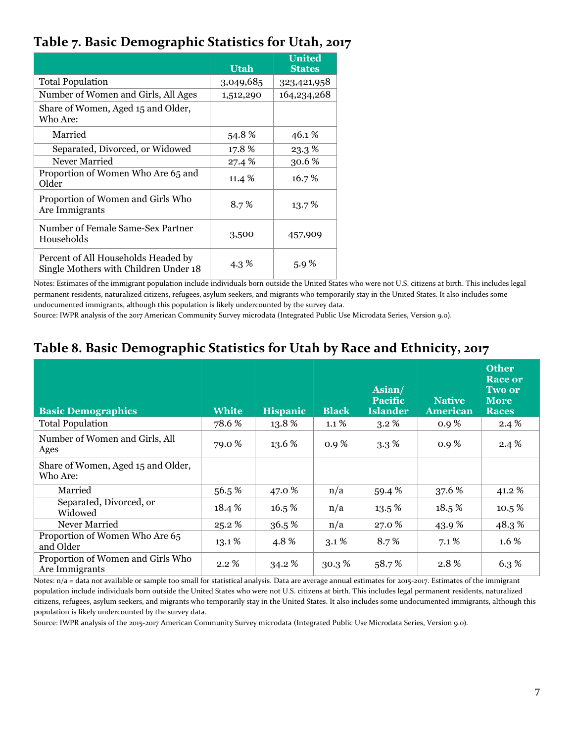## Table 7. Basic Demographic Statistics for Utah, 2017

| | Utah | United States |
|---|---|---|
| Total Population | 3,049,685 | 323,421,958 |
| Number of Women and Girls, All Ages | 1,512,290 | 164,234,268 |
| Share of Women, Aged 15 and Older, Who Are: | | |
| Married | 54.8 % | 46.1 % |
| Separated, Divorced, or Widowed | 17.8 % | 23.3 % |
| Never Married | 27.4 % | 30.6 % |
| Proportion of Women Who Are 65 and Older | 11.4 % | 16.7 % |
| Proportion of Women and Girls Who Are Immigrants | 8.7 % | 13.7 % |
| Number of Female Same-Sex Partner Households | 3,500 | 457,909 |
| Percent of All Households Headed by Single Mothers with Children Under 18 | 4.3 % | 5.9 % |

Notes: Estimates of the immigrant population include individuals born outside the United States who were not U.S. citizens at birth. This includes legal permanent residents, naturalized citizens, refugees, asylum seekers, and migrants who temporarily stay in the United States. It also includes some undocumented immigrants, although this population is likely undercounted by the survey data.

Source: IWPR analysis of the 2017 American Community Survey microdata (Integrated Public Use Microdata Series, Version 9.0).

## Table 8. Basic Demographic Statistics for Utah by Race and Ethnicity, 2017

| Basic Demographics | White | Hispanic | Black | Asian/ Pacific Islander | Native American | Other Race or Two or More Races |
|---|---|---|---|---|---|---|
| Total Population | 78.6 % | 13.8 % | 1.1 % | 3.2 % | 0.9 % | 2.4 % |
| Number of Women and Girls, All Ages | 79.0 % | 13.6 % | 0.9 % | 3.3 % | 0.9 % | 2.4 % |
| Share of Women, Aged 15 and Older, Who Are: | | | | | | |
| Married | 56.5 % | 47.0 % | n/a | 59.4 % | 37.6 % | 41.2 % |
| Separated, Divorced, or Widowed | 18.4 % | 16.5 % | n/a | 13.5 % | 18.5 % | 10.5 % |
| Never Married | 25.2 % | 36.5 % | n/a | 27.0 % | 43.9 % | 48.3 % |
| Proportion of Women Who Are 65 and Older | 13.1 % | 4.8 % | 3.1 % | 8.7 % | 7.1 % | 1.6 % |
| Proportion of Women and Girls Who Are Immigrants | 2.2 % | 34.2 % | 30.3 % | 58.7 % | 2.8 % | 6.3 % |

Notes: n/a = data not available or sample too small for statistical analysis. Data are average annual estimates for 2015-2017. Estimates of the immigrant population include individuals born outside the United States who were not U.S. citizens at birth. This includes legal permanent residents, naturalized citizens, refugees, asylum seekers, and migrants who temporarily stay in the United States. It also includes some undocumented immigrants, although this population is likely undercounted by the survey data.

Source: IWPR analysis of the 2015-2017 American Community Survey microdata (Integrated Public Use Microdata Series, Version 9.0).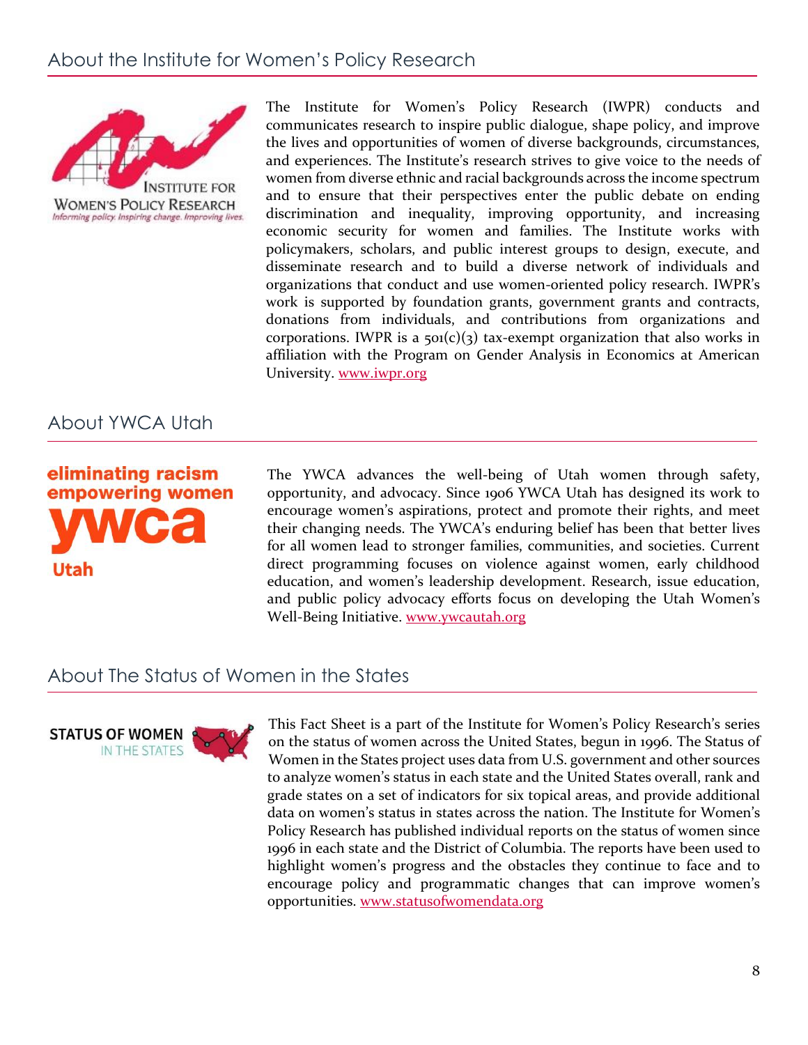## About the Institute for Women's Policy Research

The Institute for Women's Policy Research (IWPR) conducts and communicates research to inspire public dialogue, shape policy, and improve the lives and opportunities of women of diverse backgrounds, circumstances, and experiences. The Institute's research strives to give voice to the needs of women from diverse ethnic and racial backgrounds across the income spectrum and to ensure that their perspectives enter the public debate on ending discrimination and inequality, improving opportunity, and increasing economic security for women and families. The Institute works with policymakers, scholars, and public interest groups to design, execute, and disseminate research and to build a diverse network of individuals and organizations that conduct and use women-oriented policy research. IWPR's work is supported by foundation grants, government grants and contracts, donations from individuals, and contributions from organizations and corporations. IWPR is a 501(c)(3) tax-exempt organization that also works in affiliation with the Program on Gender Analysis in Economics at American University. www.iwpr.org

## About YWCA Utah

The YWCA advances the well-being of Utah women through safety, opportunity, and advocacy. Since 1906 YWCA Utah has designed its work to encourage women's aspirations, protect and promote their rights, and meet their changing needs. The YWCA's enduring belief has been that better lives for all women lead to stronger families, communities, and societies. Current direct programming focuses on violence against women, early childhood education, and women's leadership development. Research, issue education, and public policy advocacy efforts focus on developing the Utah Women's Well-Being Initiative. www.ywcautah.org

## About The Status of Women in the States

This Fact Sheet is a part of the Institute for Women's Policy Research's series on the status of women across the United States, begun in 1996. The Status of Women in the States project uses data from U.S. government and other sources to analyze women's status in each state and the United States overall, rank and grade states on a set of indicators for six topical areas, and provide additional data on women's status in states across the nation. The Institute for Women's Policy Research has published individual reports on the status of women since 1996 in each state and the District of Columbia. The reports have been used to highlight women's progress and the obstacles they continue to face and to encourage policy and programmatic changes that can improve women's opportunities. www.statusofwomendata.org